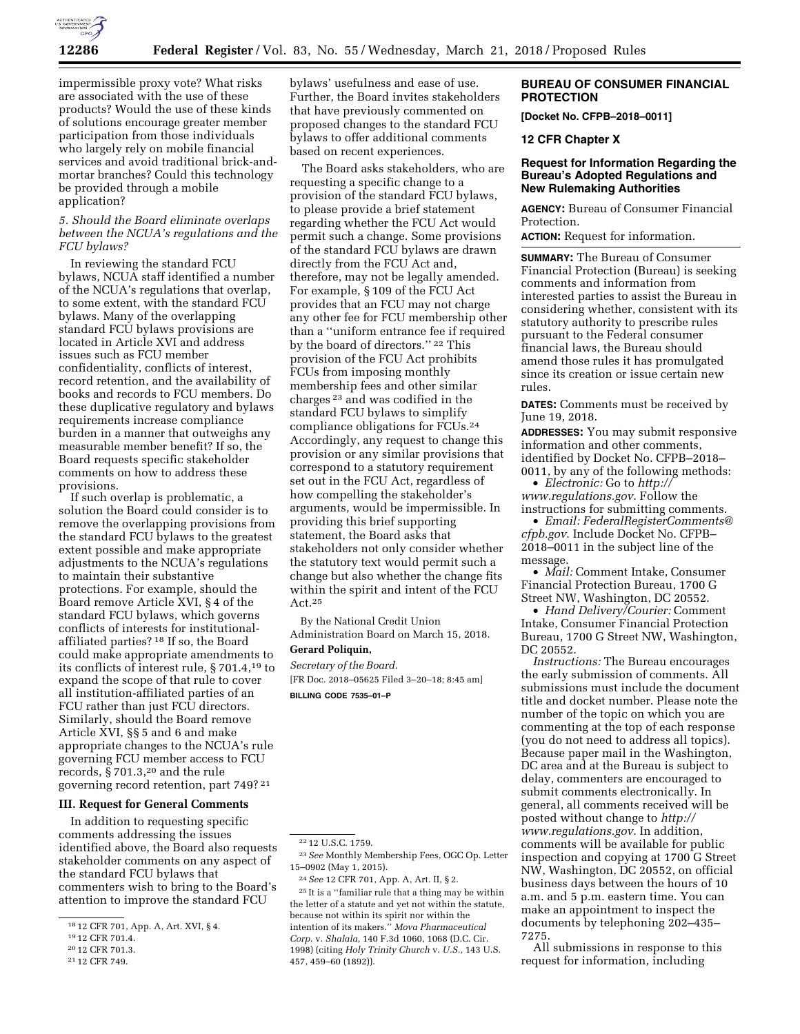impermissible proxy vote? What risks are associated with the use of these products? Would the use of these kinds of solutions encourage greater member participation from those individuals who largely rely on mobile financial services and avoid traditional brick-and-mortar branches? Could this technology be provided through a mobile application?

*5. Should the Board eliminate overlaps between the NCUA's regulations and the FCU bylaws?*

In reviewing the standard FCU bylaws, NCUA staff identified a number of the NCUA's regulations that overlap, to some extent, with the standard FCU bylaws. Many of the overlapping standard FCU bylaws provisions are located in Article XVI and address issues such as FCU member confidentiality, conflicts of interest, record retention, and the availability of books and records to FCU members. Do these duplicative regulatory and bylaws requirements increase compliance burden in a manner that outweighs any measurable member benefit? If so, the Board requests specific stakeholder comments on how to address these provisions.

If such overlap is problematic, a solution the Board could consider is to remove the overlapping provisions from the standard FCU bylaws to the greatest extent possible and make appropriate adjustments to the NCUA's regulations to maintain their substantive protections. For example, should the Board remove Article XVI, § 4 of the standard FCU bylaws, which governs conflicts of interests for institutional-affiliated parties? [18] If so, the Board could make appropriate amendments to its conflicts of interest rule, § 701.4,[19] to expand the scope of that rule to cover all institution-affiliated parties of an FCU rather than just FCU directors. Similarly, should the Board remove Article XVI, §§ 5 and 6 and make appropriate changes to the NCUA's rule governing FCU member access to FCU records, § 701.3,[20] and the rule governing record retention, part 749? [21]

## III. Request for General Comments

In addition to requesting specific comments addressing the issues identified above, the Board also requests stakeholder comments on any aspect of the standard FCU bylaws that commenters wish to bring to the Board's attention to improve the standard FCU bylaws' usefulness and ease of use. Further, the Board invites stakeholders that have previously commented on proposed changes to the standard FCU bylaws to offer additional comments based on recent experiences.

The Board asks stakeholders, who are requesting a specific change to a provision of the standard FCU bylaws, to please provide a brief statement regarding whether the FCU Act would permit such a change. Some provisions of the standard FCU bylaws are drawn directly from the FCU Act and, therefore, may not be legally amended. For example, § 109 of the FCU Act provides that an FCU may not charge any other fee for FCU membership other than a ''uniform entrance fee if required by the board of directors.'' [22] This provision of the FCU Act prohibits FCUs from imposing monthly membership fees and other similar charges [23] and was codified in the standard FCU bylaws to simplify compliance obligations for FCUs.[24] Accordingly, any request to change this provision or any similar provisions that correspond to a statutory requirement set out in the FCU Act, regardless of how compelling the stakeholder's arguments, would be impermissible. In providing this brief supporting statement, the Board asks that stakeholders not only consider whether the statutory text would permit such a change but also whether the change fits within the spirit and intent of the FCU Act.[25]

By the National Credit Union Administration Board on March 15, 2018.

**Gerard Poliquin,**

*Secretary of the Board.*

[FR Doc. 2018–05625 Filed 3–20–18; 8:45 am]

**BILLING CODE 7535–01–P**

[18] 12 CFR 701, App. A, Art. XVI, § 4.

[19] 12 CFR 701.4.

[20] 12 CFR 701.3.

[21] 12 CFR 749.

[22] 12 U.S.C. 1759.

[23] *See* Monthly Membership Fees, OGC Op. Letter 15–0902 (May 1, 2015).

[24] *See* 12 CFR 701, App. A, Art. II, § 2.

[25] It is a ''familiar rule that a thing may be within the letter of a statute and yet not within the statute, because not within its spirit nor within the intention of its makers.'' *Mova Pharmaceutical Corp.* v. *Shalala,* 140 F.3d 1060, 1068 (D.C. Cir. 1998) (citing *Holy Trinity Church* v. *U.S.,* 143 U.S. 457, 459–60 (1892)).

## BUREAU OF CONSUMER FINANCIAL PROTECTION

**[Docket No. CFPB–2018–0011]**

**12 CFR Chapter X**

## Request for Information Regarding the Bureau's Adopted Regulations and New Rulemaking Authorities

**AGENCY:** Bureau of Consumer Financial Protection.

**ACTION:** Request for information.

**SUMMARY:** The Bureau of Consumer Financial Protection (Bureau) is seeking comments and information from interested parties to assist the Bureau in considering whether, consistent with its statutory authority to prescribe rules pursuant to the Federal consumer financial laws, the Bureau should amend those rules it has promulgated since its creation or issue certain new rules.

**DATES:** Comments must be received by June 19, 2018.

**ADDRESSES:** You may submit responsive information and other comments, identified by Docket No. CFPB–2018–0011, by any of the following methods:

- *Electronic:* Go to *http://www.regulations.gov*. Follow the instructions for submitting comments.
- *Email: FederalRegisterComments@cfpb.gov*. Include Docket No. CFPB–2018–0011 in the subject line of the message.
- *Mail:* Comment Intake, Consumer Financial Protection Bureau, 1700 G Street NW, Washington, DC 20552.
- *Hand Delivery/Courier:* Comment Intake, Consumer Financial Protection Bureau, 1700 G Street NW, Washington, DC 20552.

*Instructions:* The Bureau encourages the early submission of comments. All submissions must include the document title and docket number. Please note the number of the topic on which you are commenting at the top of each response (you do not need to address all topics). Because paper mail in the Washington, DC area and at the Bureau is subject to delay, commenters are encouraged to submit comments electronically. In general, all comments received will be posted without change to *http://www.regulations.gov*. In addition, comments will be available for public inspection and copying at 1700 G Street NW, Washington, DC 20552, on official business days between the hours of 10 a.m. and 5 p.m. eastern time. You can make an appointment to inspect the documents by telephoning 202–435–7275.

All submissions in response to this request for information, including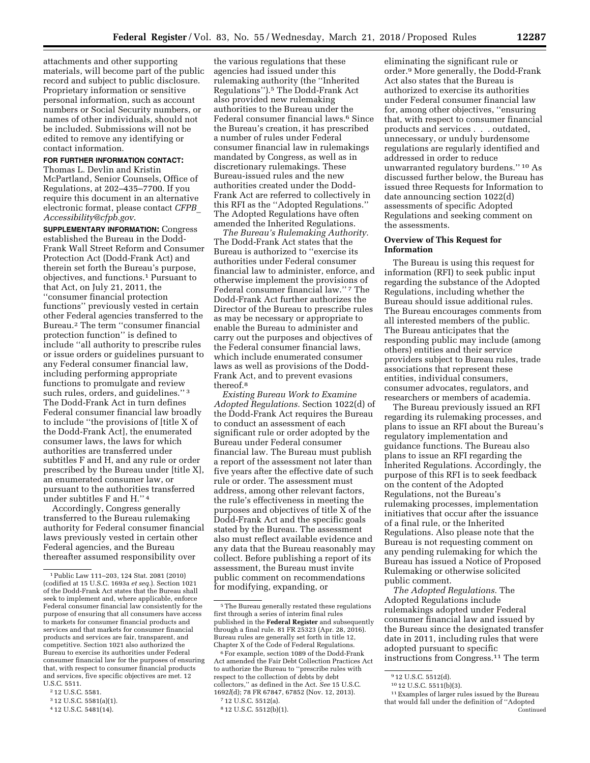attachments and other supporting materials, will become part of the public record and subject to public disclosure. Proprietary information or sensitive personal information, such as account numbers or Social Security numbers, or names of other individuals, should not be included. Submissions will not be edited to remove any identifying or contact information.

**FOR FURTHER INFORMATION CONTACT:** Thomas L. Devlin and Kristin McPartland, Senior Counsels, Office of Regulations, at 202–435–7700. If you require this document in an alternative electronic format, please contact *CFPB_Accessibility@cfpb.gov*.

**SUPPLEMENTARY INFORMATION:** Congress established the Bureau in the Dodd-Frank Wall Street Reform and Consumer Protection Act (Dodd-Frank Act) and therein set forth the Bureau's purpose, objectives, and functions.[1] Pursuant to that Act, on July 21, 2011, the ''consumer financial protection functions'' previously vested in certain other Federal agencies transferred to the Bureau.[2] The term ''consumer financial protection function'' is defined to include ''all authority to prescribe rules or issue orders or guidelines pursuant to any Federal consumer financial law, including performing appropriate functions to promulgate and review such rules, orders, and guidelines.'' [3] The Dodd-Frank Act in turn defines Federal consumer financial law broadly to include ''the provisions of [title X of the Dodd-Frank Act], the enumerated consumer laws, the laws for which authorities are transferred under subtitles F and H, and any rule or order prescribed by the Bureau under [title X], an enumerated consumer law, or pursuant to the authorities transferred under subtitles F and H.'' [4]

Accordingly, Congress generally transferred to the Bureau rulemaking authority for Federal consumer financial laws previously vested in certain other Federal agencies, and the Bureau thereafter assumed responsibility over the various regulations that these agencies had issued under this rulemaking authority (the ''Inherited Regulations'').[5] The Dodd-Frank Act also provided new rulemaking authorities to the Bureau under the Federal consumer financial laws.[6] Since the Bureau's creation, it has prescribed a number of rules under Federal consumer financial law in rulemakings mandated by Congress, as well as in discretionary rulemakings. These Bureau-issued rules and the new authorities created under the Dodd-Frank Act are referred to collectively in this RFI as the ''Adopted Regulations.'' The Adopted Regulations have often amended the Inherited Regulations.

*The Bureau's Rulemaking Authority.* The Dodd-Frank Act states that the Bureau is authorized to ''exercise its authorities under Federal consumer financial law to administer, enforce, and otherwise implement the provisions of Federal consumer financial law.'' [7] The Dodd-Frank Act further authorizes the Director of the Bureau to prescribe rules as may be necessary or appropriate to enable the Bureau to administer and carry out the purposes and objectives of the Federal consumer financial laws, which include enumerated consumer laws as well as provisions of the Dodd-Frank Act, and to prevent evasions thereof.[8]

*Existing Bureau Work to Examine Adopted Regulations.* Section 1022(d) of the Dodd-Frank Act requires the Bureau to conduct an assessment of each significant rule or order adopted by the Bureau under Federal consumer financial law. The Bureau must publish a report of the assessment not later than five years after the effective date of such rule or order. The assessment must address, among other relevant factors, the rule's effectiveness in meeting the purposes and objectives of title X of the Dodd-Frank Act and the specific goals stated by the Bureau. The assessment also must reflect available evidence and any data that the Bureau reasonably may collect. Before publishing a report of its assessment, the Bureau must invite public comment on recommendations for modifying, expanding, or eliminating the significant rule or order.[9] More generally, the Dodd-Frank Act also states that the Bureau is authorized to exercise its authorities under Federal consumer financial law for, among other objectives, ''ensuring that, with respect to consumer financial products and services . . . outdated, unnecessary, or unduly burdensome regulations are regularly identified and addressed in order to reduce unwarranted regulatory burdens.'' [10] As discussed further below, the Bureau has issued three Requests for Information to date announcing section 1022(d) assessments of specific Adopted Regulations and seeking comment on the assessments.

## Overview of This Request for Information

The Bureau is using this request for information (RFI) to seek public input regarding the substance of the Adopted Regulations, including whether the Bureau should issue additional rules. The Bureau encourages comments from all interested members of the public. The Bureau anticipates that the responding public may include (among others) entities and their service providers subject to Bureau rules, trade associations that represent these entities, individual consumers, consumer advocates, regulators, and researchers or members of academia.

The Bureau previously issued an RFI regarding its rulemaking processes, and plans to issue an RFI about the Bureau's regulatory implementation and guidance functions. The Bureau also plans to issue an RFI regarding the Inherited Regulations. Accordingly, the purpose of this RFI is to seek feedback on the content of the Adopted Regulations, not the Bureau's rulemaking processes, implementation initiatives that occur after the issuance of a final rule, or the Inherited Regulations. Also please note that the Bureau is not requesting comment on any pending rulemaking for which the Bureau has issued a Notice of Proposed Rulemaking or otherwise solicited public comment.

*The Adopted Regulations.* The Adopted Regulations include rulemakings adopted under Federal consumer financial law and issued by the Bureau since the designated transfer date in 2011, including rules that were adopted pursuant to specific instructions from Congress.[11] The term

---

[1] Public Law 111–203, 124 Stat. 2081 (2010) (codified at 15 U.S.C. 1693a *et seq.*). Section 1021 of the Dodd-Frank Act states that the Bureau shall seek to implement and, where applicable, enforce Federal consumer financial law consistently for the purpose of ensuring that all consumers have access to markets for consumer financial products and services and that markets for consumer financial products and services are fair, transparent, and competitive. Section 1021 also authorized the Bureau to exercise its authorities under Federal consumer financial law for the purposes of ensuring that, with respect to consumer financial products and services, five specific objectives are met. 12 U.S.C. 5511.

[2] 12 U.S.C. 5581.

[3] 12 U.S.C. 5581(a)(1).

[4] 12 U.S.C. 5481(14).

[5] The Bureau generally restated these regulations first through a series of interim final rules published in the **Federal Register** and subsequently through a final rule. 81 FR 25323 (Apr. 28, 2016). Bureau rules are generally set forth in title 12, Chapter X of the Code of Federal Regulations.

[6] For example, section 1089 of the Dodd-Frank Act amended the Fair Debt Collection Practices Act to authorize the Bureau to ''prescribe rules with respect to the collection of debts by debt collectors,'' as defined in the Act. *See* 15 U.S.C. 1692*l*(d); 78 FR 67847, 67852 (Nov. 12, 2013).

[7] 12 U.S.C. 5512(a).

[8] 12 U.S.C. 5512(b)(1).

[9] 12 U.S.C. 5512(d).

[10] 12 U.S.C. 5511(b)(3).

[11] Examples of larger rules issued by the Bureau that would fall under the definition of ''Adopted Continued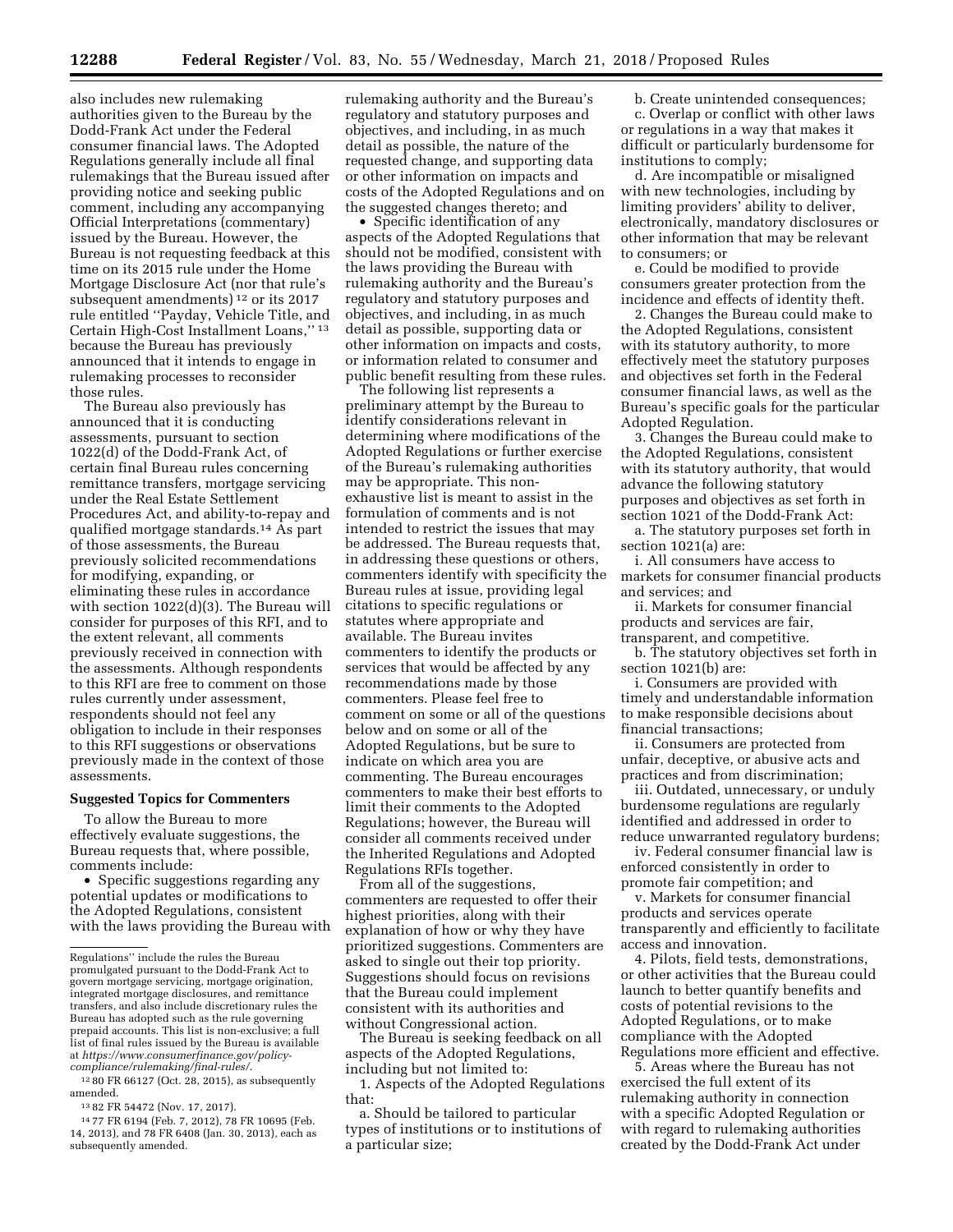also includes new rulemaking authorities given to the Bureau by the Dodd-Frank Act under the Federal consumer financial laws. The Adopted Regulations generally include all final rulemakings that the Bureau issued after providing notice and seeking public comment, including any accompanying Official Interpretations (commentary) issued by the Bureau. However, the Bureau is not requesting feedback at this time on its 2015 rule under the Home Mortgage Disclosure Act (nor that rule's subsequent amendments) [12] or its 2017 rule entitled ''Payday, Vehicle Title, and Certain High-Cost Installment Loans,'' [13] because the Bureau has previously announced that it intends to engage in rulemaking processes to reconsider those rules.

The Bureau also previously has announced that it is conducting assessments, pursuant to section 1022(d) of the Dodd-Frank Act, of certain final Bureau rules concerning remittance transfers, mortgage servicing under the Real Estate Settlement Procedures Act, and ability-to-repay and qualified mortgage standards.[14] As part of those assessments, the Bureau previously solicited recommendations for modifying, expanding, or eliminating these rules in accordance with section 1022(d)(3). The Bureau will consider for purposes of this RFI, and to the extent relevant, all comments previously received in connection with the assessments. Although respondents to this RFI are free to comment on those rules currently under assessment, respondents should not feel any obligation to include in their responses to this RFI suggestions or observations previously made in the context of those assessments.

**Suggested Topics for Commenters**

To allow the Bureau to more effectively evaluate suggestions, the Bureau requests that, where possible, comments include:

- Specific suggestions regarding any potential updates or modifications to the Adopted Regulations, consistent with the laws providing the Bureau with rulemaking authority and the Bureau's regulatory and statutory purposes and objectives, and including, in as much detail as possible, the nature of the requested change, and supporting data or other information on impacts and costs of the Adopted Regulations and on the suggested changes thereto; and
- Specific identification of any aspects of the Adopted Regulations that should not be modified, consistent with the laws providing the Bureau with rulemaking authority and the Bureau's regulatory and statutory purposes and objectives, and including, in as much detail as possible, supporting data or other information on impacts and costs, or information related to consumer and public benefit resulting from these rules.

The following list represents a preliminary attempt by the Bureau to identify considerations relevant in determining where modifications of the Adopted Regulations or further exercise of the Bureau's rulemaking authorities may be appropriate. This non-exhaustive list is meant to assist in the formulation of comments and is not intended to restrict the issues that may be addressed. The Bureau requests that, in addressing these questions or others, commenters identify with specificity the Bureau rules at issue, providing legal citations to specific regulations or statutes where appropriate and available. The Bureau invites commenters to identify the products or services that would be affected by any recommendations made by those commenters. Please feel free to comment on some or all of the questions below and on some or all of the Adopted Regulations, but be sure to indicate on which area you are commenting. The Bureau encourages commenters to make their best efforts to limit their comments to the Adopted Regulations; however, the Bureau will consider all comments received under the Inherited Regulations and Adopted Regulations RFIs together.

From all of the suggestions, commenters are requested to offer their highest priorities, along with their explanation of how or why they have prioritized suggestions. Commenters are asked to single out their top priority. Suggestions should focus on revisions that the Bureau could implement consistent with its authorities and without Congressional action.

The Bureau is seeking feedback on all aspects of the Adopted Regulations, including but not limited to:

1. Aspects of the Adopted Regulations that:

a. Should be tailored to particular types of institutions or to institutions of a particular size;

b. Create unintended consequences;

c. Overlap or conflict with other laws or regulations in a way that makes it difficult or particularly burdensome for institutions to comply;

d. Are incompatible or misaligned with new technologies, including by limiting providers' ability to deliver, electronically, mandatory disclosures or other information that may be relevant to consumers; or

e. Could be modified to provide consumers greater protection from the incidence and effects of identity theft.

2. Changes the Bureau could make to the Adopted Regulations, consistent with its statutory authority, to more effectively meet the statutory purposes and objectives set forth in the Federal consumer financial laws, as well as the Bureau's specific goals for the particular Adopted Regulation.

3. Changes the Bureau could make to the Adopted Regulations, consistent with its statutory authority, that would advance the following statutory purposes and objectives as set forth in section 1021 of the Dodd-Frank Act:

a. The statutory purposes set forth in section 1021(a) are:

i. All consumers have access to markets for consumer financial products and services; and

ii. Markets for consumer financial products and services are fair, transparent, and competitive.

b. The statutory objectives set forth in section 1021(b) are:

i. Consumers are provided with timely and understandable information to make responsible decisions about financial transactions;

ii. Consumers are protected from unfair, deceptive, or abusive acts and practices and from discrimination;

iii. Outdated, unnecessary, or unduly burdensome regulations are regularly identified and addressed in order to reduce unwarranted regulatory burdens;

iv. Federal consumer financial law is enforced consistently in order to promote fair competition; and

v. Markets for consumer financial products and services operate transparently and efficiently to facilitate access and innovation.

4. Pilots, field tests, demonstrations, or other activities that the Bureau could launch to better quantify benefits and costs of potential revisions to the Adopted Regulations, or to make compliance with the Adopted Regulations more efficient and effective.

5. Areas where the Bureau has not exercised the full extent of its rulemaking authority in connection with a specific Adopted Regulation or with regard to rulemaking authorities created by the Dodd-Frank Act under

---

Regulations'' include the rules the Bureau promulgated pursuant to the Dodd-Frank Act to govern mortgage servicing, mortgage origination, integrated mortgage disclosures, and remittance transfers, and also include discretionary rules the Bureau has adopted such as the rule governing prepaid accounts. This list is non-exclusive; a full list of final rules issued by the Bureau is available at *https://www.consumerfinance.gov/policy-compliance/rulemaking/final-rules/*.

[12] 80 FR 66127 (Oct. 28, 2015), as subsequently amended.

[13] 82 FR 54472 (Nov. 17, 2017).

[14] 77 FR 6194 (Feb. 7, 2012), 78 FR 10695 (Feb. 14, 2013), and 78 FR 6408 (Jan. 30, 2013), each as subsequently amended.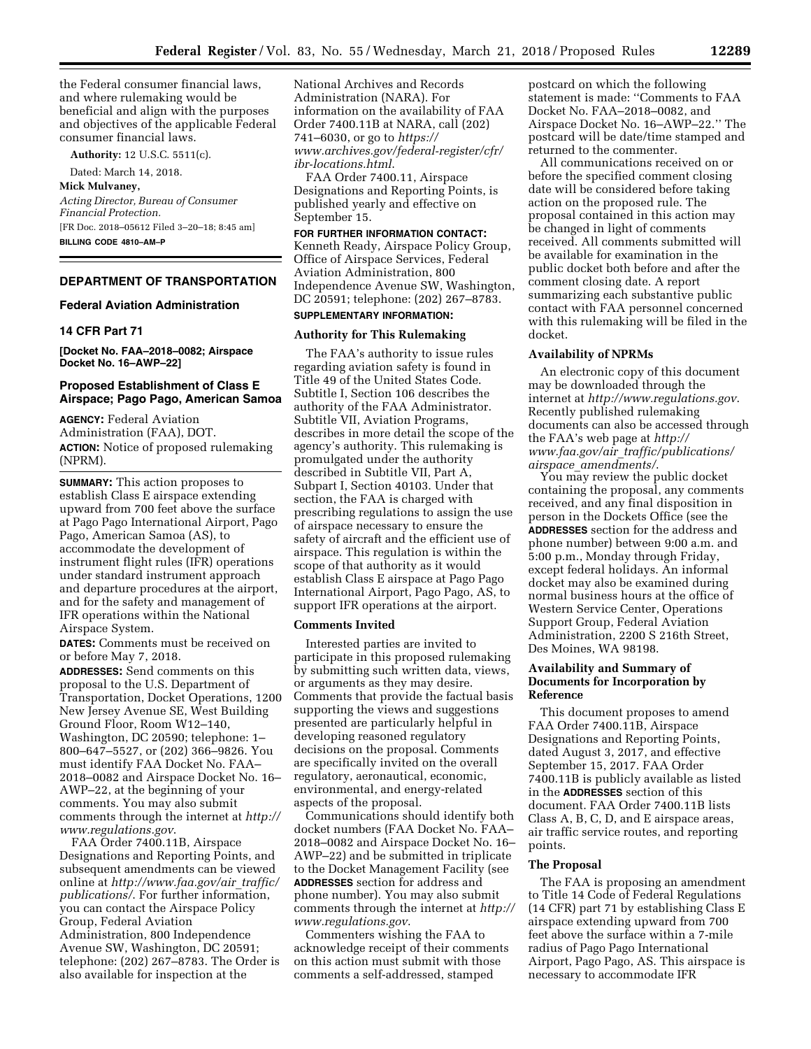the Federal consumer financial laws, and where rulemaking would be beneficial and align with the purposes and objectives of the applicable Federal consumer financial laws.

**Authority:** 12 U.S.C. 5511(c).

Dated: March 14, 2018.

**Mick Mulvaney,**

*Acting Director, Bureau of Consumer Financial Protection.*

[FR Doc. 2018–05612 Filed 3–20–18; 8:45 am]

**BILLING CODE 4810–AM–P**

---

## DEPARTMENT OF TRANSPORTATION

### Federal Aviation Administration

### 14 CFR Part 71

**[Docket No. FAA–2018–0082; Airspace Docket No. 16–AWP–22]**

### Proposed Establishment of Class E Airspace; Pago Pago, American Samoa

**AGENCY:** Federal Aviation Administration (FAA), DOT.

**ACTION:** Notice of proposed rulemaking (NPRM).

**SUMMARY:** This action proposes to establish Class E airspace extending upward from 700 feet above the surface at Pago Pago International Airport, Pago Pago, American Samoa (AS), to accommodate the development of instrument flight rules (IFR) operations under standard instrument approach and departure procedures at the airport, and for the safety and management of IFR operations within the National Airspace System.

**DATES:** Comments must be received on or before May 7, 2018.

**ADDRESSES:** Send comments on this proposal to the U.S. Department of Transportation, Docket Operations, 1200 New Jersey Avenue SE, West Building Ground Floor, Room W12–140, Washington, DC 20590; telephone: 1–800–647–5527, or (202) 366–9826. You must identify FAA Docket No. FAA–2018–0082 and Airspace Docket No. 16–AWP–22, at the beginning of your comments. You may also submit comments through the internet at *http://www.regulations.gov*.

FAA Order 7400.11B, Airspace Designations and Reporting Points, and subsequent amendments can be viewed online at *http://www.faa.gov/air_traffic/publications/*. For further information, you can contact the Airspace Policy Group, Federal Aviation Administration, 800 Independence Avenue SW, Washington, DC 20591; telephone: (202) 267–8783. The Order is also available for inspection at the National Archives and Records Administration (NARA). For information on the availability of FAA Order 7400.11B at NARA, call (202) 741–6030, or go to *https://www.archives.gov/federal-register/cfr/ibr-locations.html*.

FAA Order 7400.11, Airspace Designations and Reporting Points, is published yearly and effective on September 15.

**FOR FURTHER INFORMATION CONTACT:** Kenneth Ready, Airspace Policy Group, Office of Airspace Services, Federal Aviation Administration, 800 Independence Avenue SW, Washington, DC 20591; telephone: (202) 267–8783.

**SUPPLEMENTARY INFORMATION:**

#### Authority for This Rulemaking

The FAA's authority to issue rules regarding aviation safety is found in Title 49 of the United States Code. Subtitle I, Section 106 describes the authority of the FAA Administrator. Subtitle VII, Aviation Programs, describes in more detail the scope of the agency's authority. This rulemaking is promulgated under the authority described in Subtitle VII, Part A, Subpart I, Section 40103. Under that section, the FAA is charged with prescribing regulations to assign the use of airspace necessary to ensure the safety of aircraft and the efficient use of airspace. This regulation is within the scope of that authority as it would establish Class E airspace at Pago Pago International Airport, Pago Pago, AS, to support IFR operations at the airport.

#### Comments Invited

Interested parties are invited to participate in this proposed rulemaking by submitting such written data, views, or arguments as they may desire. Comments that provide the factual basis supporting the views and suggestions presented are particularly helpful in developing reasoned regulatory decisions on the proposal. Comments are specifically invited on the overall regulatory, aeronautical, economic, environmental, and energy-related aspects of the proposal.

Communications should identify both docket numbers (FAA Docket No. FAA–2018–0082 and Airspace Docket No. 16–AWP–22) and be submitted in triplicate to the Docket Management Facility (see **ADDRESSES** section for address and phone number). You may also submit comments through the internet at *http://www.regulations.gov*.

Commenters wishing the FAA to acknowledge receipt of their comments on this action must submit with those comments a self-addressed, stamped postcard on which the following statement is made: "Comments to FAA Docket No. FAA–2018–0082, and Airspace Docket No. 16–AWP–22." The postcard will be date/time stamped and returned to the commenter.

All communications received on or before the specified comment closing date will be considered before taking action on the proposed rule. The proposal contained in this action may be changed in light of comments received. All comments submitted will be available for examination in the public docket both before and after the comment closing date. A report summarizing each substantive public contact with FAA personnel concerned with this rulemaking will be filed in the docket.

#### Availability of NPRMs

An electronic copy of this document may be downloaded through the internet at *http://www.regulations.gov*. Recently published rulemaking documents can also be accessed through the FAA's web page at *http://www.faa.gov/air_traffic/publications/airspace_amendments/*.

You may review the public docket containing the proposal, any comments received, and any final disposition in person in the Dockets Office (see the **ADDRESSES** section for the address and phone number) between 9:00 a.m. and 5:00 p.m., Monday through Friday, except federal holidays. An informal docket may also be examined during normal business hours at the office of Western Service Center, Operations Support Group, Federal Aviation Administration, 2200 S 216th Street, Des Moines, WA 98198.

#### Availability and Summary of Documents for Incorporation by Reference

This document proposes to amend FAA Order 7400.11B, Airspace Designations and Reporting Points, dated August 3, 2017, and effective September 15, 2017. FAA Order 7400.11B is publicly available as listed in the **ADDRESSES** section of this document. FAA Order 7400.11B lists Class A, B, C, D, and E airspace areas, air traffic service routes, and reporting points.

#### The Proposal

The FAA is proposing an amendment to Title 14 Code of Federal Regulations (14 CFR) part 71 by establishing Class E airspace extending upward from 700 feet above the surface within a 7-mile radius of Pago Pago International Airport, Pago Pago, AS. This airspace is necessary to accommodate IFR